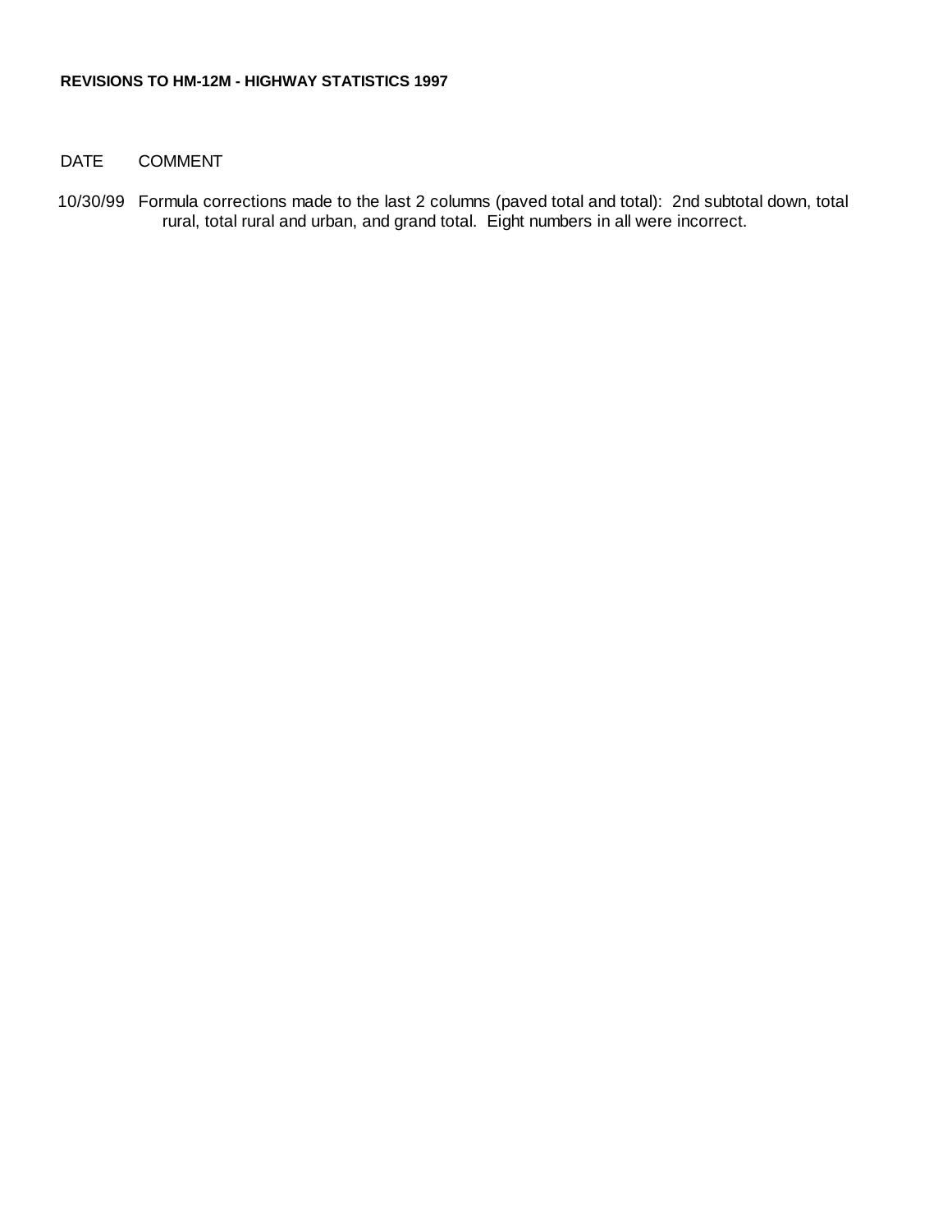**REVISIONS TO HM-12M - HIGHWAY STATISTICS 1997**

| DATE | COMMENT |
|---|---|
| 10/30/99 | Formula corrections made to the last 2 columns (paved total and total): 2nd subtotal down, total rural, total rural and urban, and grand total. Eight numbers in all were incorrect. |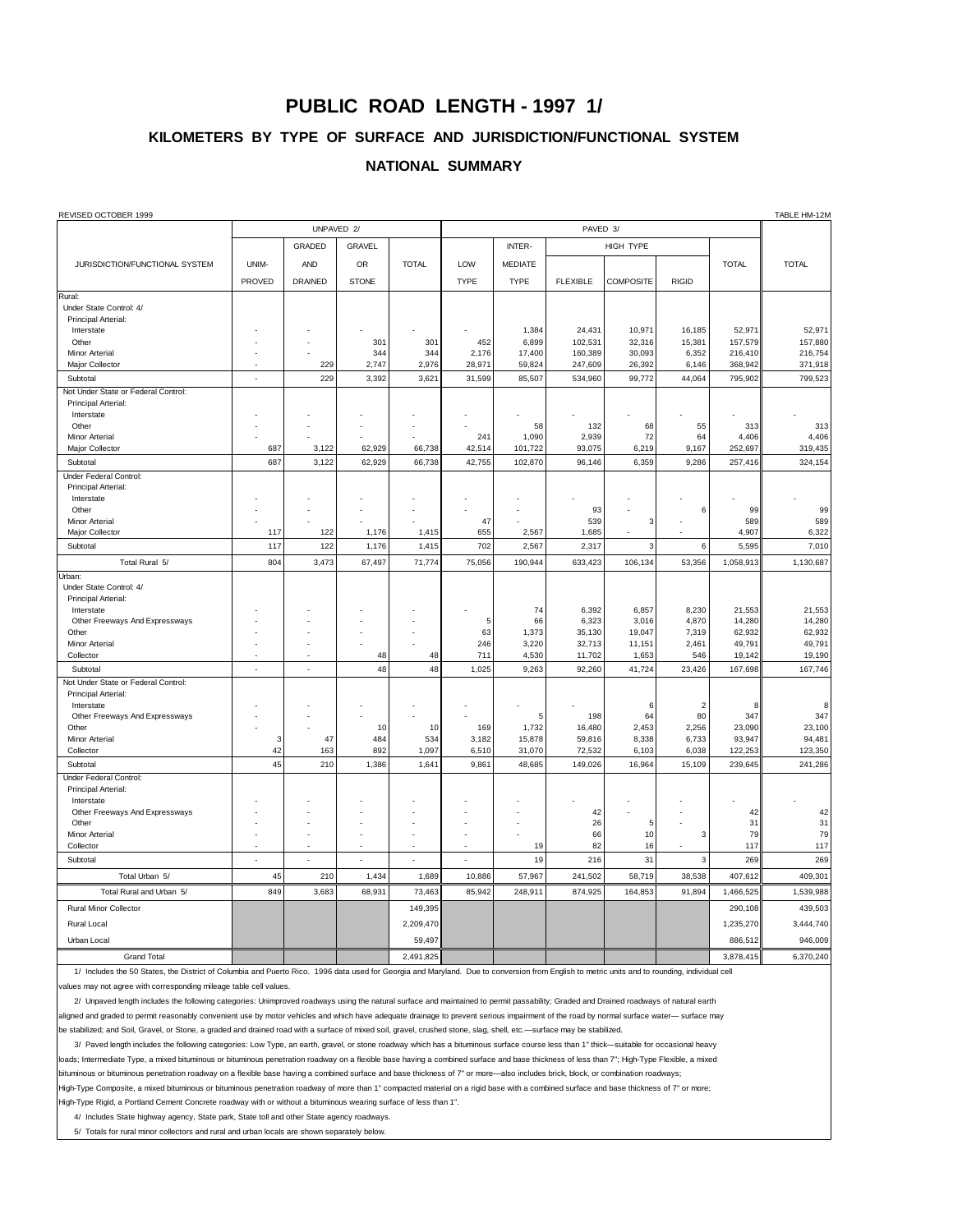# PUBLIC ROAD LENGTH - 1997 1/

## KILOMETERS BY TYPE OF SURFACE AND JURISDICTION/FUNCTIONAL SYSTEM

### NATIONAL SUMMARY

REVISED OCTOBER 1999

TABLE HM-12M

| JURISDICTION/FUNCTIONAL SYSTEM | UNPAVED 2/ | | | | PAVED 3/ | | | | | | TOTAL |
|---|---|---|---|---|---|---|---|---|---|---|---|
| | UNIMPROVED | GRADED AND DRAINED | GRAVEL OR STONE | TOTAL | LOW TYPE | INTERMEDIATE TYPE | HIGH TYPE FLEXIBLE | HIGH TYPE COMPOSITE | HIGH TYPE RIGID | TOTAL | |
| Rural: | | | | | | | | | | | |
| Under State Control: 4/ | | | | | | | | | | | |
| Principal Arterial: | | | | | | | | | | | |
| Interstate | - | - | - | - | - | 1,384 | 24,431 | 10,971 | 16,185 | 52,971 | 52,971 |
| Other | - | - | 301 | 301 | 452 | 6,899 | 102,531 | 32,316 | 15,381 | 157,579 | 157,880 |
| Minor Arterial | - | - | 344 | 344 | 2,176 | 17,400 | 160,389 | 30,093 | 6,352 | 216,410 | 216,754 |
| Major Collector | - | 229 | 2,747 | 2,976 | 28,971 | 59,824 | 247,609 | 26,392 | 6,146 | 368,942 | 371,918 |
| Subtotal | - | 229 | 3,392 | 3,621 | 31,599 | 85,507 | 534,960 | 99,772 | 44,064 | 795,902 | 799,523 |
| Not Under State or Federal Control: | | | | | | | | | | | |
| Principal Arterial: | | | | | | | | | | | |
| Interstate | - | - | - | - | - | - | - | - | - | - | - |
| Other | - | - | - | - | - | 58 | 132 | 68 | 55 | 313 | 313 |
| Minor Arterial | - | - | - | - | 241 | 1,090 | 2,939 | 72 | 64 | 4,406 | 4,406 |
| Major Collector | 687 | 3,122 | 62,929 | 66,738 | 42,514 | 101,722 | 93,075 | 6,219 | 9,167 | 252,697 | 319,435 |
| Subtotal | 687 | 3,122 | 62,929 | 66,738 | 42,755 | 102,870 | 96,146 | 6,359 | 9,286 | 257,416 | 324,154 |
| Under Federal Control: | | | | | | | | | | | |
| Principal Arterial: | | | | | | | | | | | |
| Interstate | - | - | - | - | - | - | - | - | - | - | - |
| Other | - | - | - | - | - | - | 93 | - | 6 | 99 | 99 |
| Minor Arterial | - | - | - | - | 47 | - | 539 | 3 | - | 589 | 589 |
| Major Collector | 117 | 122 | 1,176 | 1,415 | 655 | 2,567 | 1,685 | - | - | 4,907 | 6,322 |
| Subtotal | 117 | 122 | 1,176 | 1,415 | 702 | 2,567 | 2,317 | 3 | 6 | 5,595 | 7,010 |
| Total Rural 5/ | 804 | 3,473 | 67,497 | 71,774 | 75,056 | 190,944 | 633,423 | 106,134 | 53,356 | 1,058,913 | 1,130,687 |
| Urban: | | | | | | | | | | | |
| Under State Control: 4/ | | | | | | | | | | | |
| Principal Arterial: | | | | | | | | | | | |
| Interstate | - | - | - | - | - | 74 | 6,392 | 6,857 | 8,230 | 21,553 | 21,553 |
| Other Freeways And Expressways | - | - | - | - | 5 | 66 | 6,323 | 3,016 | 4,870 | 14,280 | 14,280 |
| Other | - | - | - | - | 63 | 1,373 | 35,130 | 19,047 | 7,319 | 62,932 | 62,932 |
| Minor Arterial | - | - | - | - | 246 | 3,220 | 32,713 | 11,151 | 2,461 | 49,791 | 49,791 |
| Collector | - | - | 48 | 48 | 711 | 4,530 | 11,702 | 1,653 | 546 | 19,142 | 19,190 |
| Subtotal | - | - | 48 | 48 | 1,025 | 9,263 | 92,260 | 41,724 | 23,426 | 167,698 | 167,746 |
| Not Under State or Federal Control: | | | | | | | | | | | |
| Principal Arterial: | | | | | | | | | | | |
| Interstate | - | - | - | - | - | - | - | 6 | 2 | 8 | 8 |
| Other Freeways And Expressways | - | - | - | - | - | 5 | 198 | 64 | 80 | 347 | 347 |
| Other | - | - | 10 | 10 | 169 | 1,732 | 16,480 | 2,453 | 2,256 | 23,090 | 23,100 |
| Minor Arterial | 3 | 47 | 484 | 534 | 3,182 | 15,878 | 59,816 | 8,338 | 6,733 | 93,947 | 94,481 |
| Collector | 42 | 163 | 892 | 1,097 | 6,510 | 31,070 | 72,532 | 6,103 | 6,038 | 122,253 | 123,350 |
| Subtotal | 45 | 210 | 1,386 | 1,641 | 9,861 | 48,685 | 149,026 | 16,964 | 15,109 | 239,645 | 241,286 |
| Under Federal Control: | | | | | | | | | | | |
| Principal Arterial: | | | | | | | | | | | |
| Interstate | - | - | - | - | - | - | - | - | - | - | - |
| Other Freeways And Expressways | - | - | - | - | - | - | 42 | - | - | 42 | 42 |
| Other | - | - | - | - | - | - | 26 | 5 | - | 31 | 31 |
| Minor Arterial | - | - | - | - | - | - | 66 | 10 | 3 | 79 | 79 |
| Collector | - | - | - | - | - | 19 | 82 | 16 | - | 117 | 117 |
| Subtotal | - | - | - | - | - | 19 | 216 | 31 | 3 | 269 | 269 |
| Total Urban 5/ | 45 | 210 | 1,434 | 1,689 | 10,886 | 57,967 | 241,502 | 58,719 | 38,538 | 407,612 | 409,301 |
| Total Rural and Urban 5/ | 849 | 3,683 | 68,931 | 73,463 | 85,942 | 248,911 | 874,925 | 164,853 | 91,894 | 1,466,525 | 1,539,988 |
| Rural Minor Collector | | | | 149,395 | | | | | | 290,108 | 439,503 |
| Rural Local | | | | 2,209,470 | | | | | | 1,235,270 | 3,444,740 |
| Urban Local | | | | 59,497 | | | | | | 886,512 | 946,009 |
| Grand Total | | | | 2,491,825 | | | | | | 3,878,415 | 6,370,240 |

1/ Includes the 50 States, the District of Columbia and Puerto Rico. 1996 data used for Georgia and Maryland. Due to conversion from English to metric units and to rounding, individual cell values may not agree with corresponding mileage table cell values.

2/ Unpaved length includes the following categories: Unimproved roadways using the natural surface and maintained to permit passability; Graded and Drained roadways of natural earth aligned and graded to permit reasonably convenient use by motor vehicles and which have adequate drainage to prevent serious impairment of the road by normal surface water— surface may be stabilized; and Soil, Gravel, or Stone, a graded and drained road with a surface of mixed soil, gravel, crushed stone, slag, shell, etc.—surface may be stabilized.

3/ Paved length includes the following categories: Low Type, an earth, gravel, or stone roadway which has a bituminous surface course less than 1" thick—suitable for occasional heavy loads; Intermediate Type, a mixed bituminous or bituminous penetration roadway on a flexible base having a combined surface and base thickness of less than 7"; High-Type Flexible, a mixed bituminous or bituminous penetration roadway on a flexible base having a combined surface and base thickness of 7" or more—also includes brick, block, or combination roadways; High-Type Composite, a mixed bituminous or bituminous penetration roadway of more than 1" compacted material on a rigid base with a combined surface and base thickness of 7" or more; High-Type Rigid, a Portland Cement Concrete roadway with or without a bituminous wearing surface of less than 1".

4/ Includes State highway agency, State park, State toll and other State agency roadways.

5/ Totals for rural minor collectors and rural and urban locals are shown separately below.